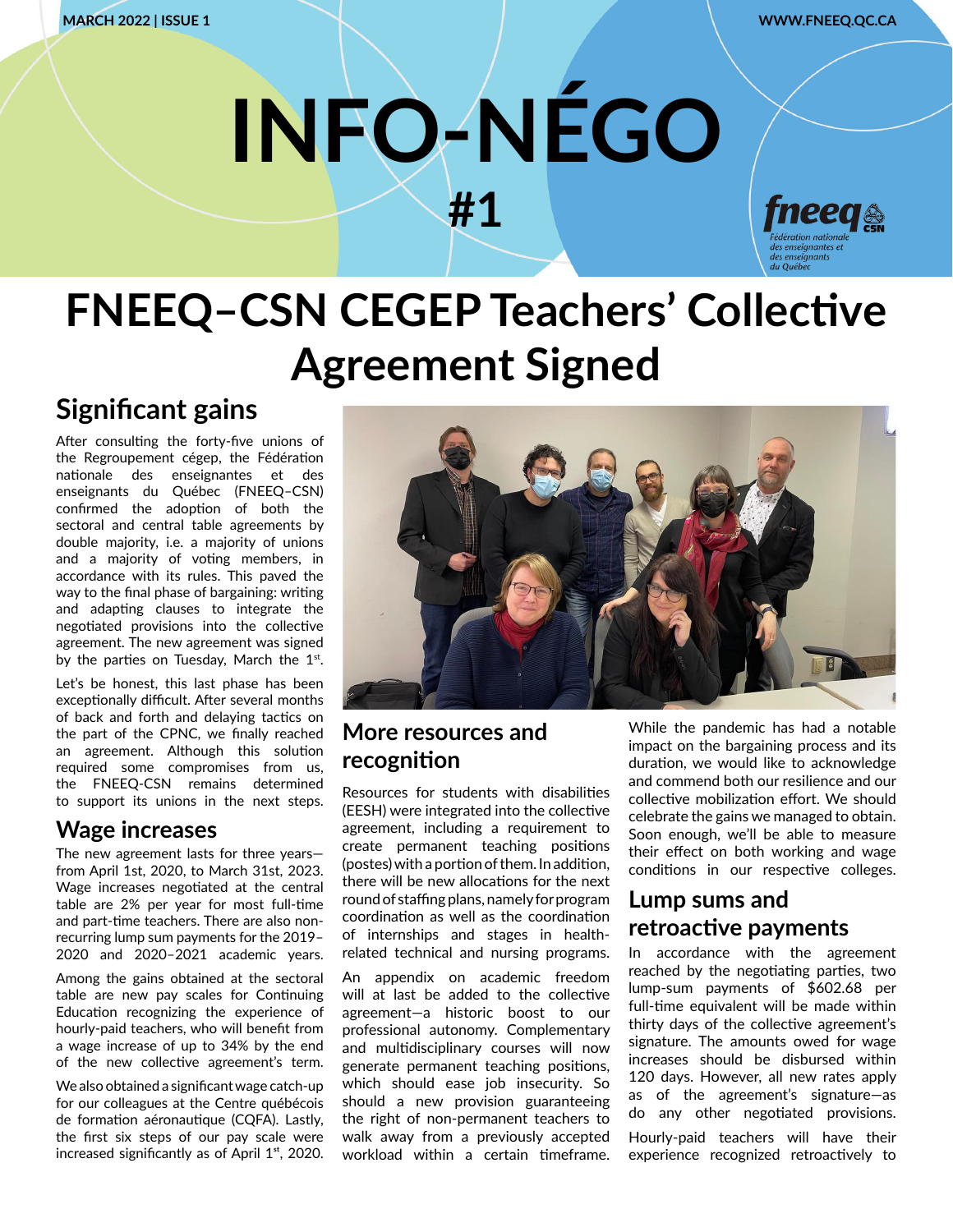MARCH 2022 | ISSUE 1

WWW.FNEEQ.QC.CA

# INFO-NÉGO #1

# FNEEQ–CSN CEGEP Teachers' Collective Agreement Signed

## Significant gains

After consulting the forty-five unions of the Regroupement cégep, the Fédération nationale des enseignantes et des enseignants du Québec (FNEEQ–CSN) confirmed the adoption of both the sectoral and central table agreements by double majority, i.e. a majority of unions and a majority of voting members, in accordance with its rules. This paved the way to the final phase of bargaining: writing and adapting clauses to integrate the negotiated provisions into the collective agreement. The new agreement was signed by the parties on Tuesday, March the 1st.

Let's be honest, this last phase has been exceptionally difficult. After several months of back and forth and delaying tactics on the part of the CPNC, we finally reached an agreement. Although this solution required some compromises from us, the FNEEQ-CSN remains determined to support its unions in the next steps.

## Wage increases

The new agreement lasts for three years—from April 1st, 2020, to March 31st, 2023. Wage increases negotiated at the central table are 2% per year for most full-time and part-time teachers. There are also non-recurring lump sum payments for the 2019–2020 and 2020–2021 academic years.

Among the gains obtained at the sectoral table are new pay scales for Continuing Education recognizing the experience of hourly-paid teachers, who will benefit from a wage increase of up to 34% by the end of the new collective agreement's term.

We also obtained a significant wage catch-up for our colleagues at the Centre québécois de formation aéronautique (CQFA). Lastly, the first six steps of our pay scale were increased significantly as of April 1st, 2020.

## More resources and recognition

Resources for students with disabilities (EESH) were integrated into the collective agreement, including a requirement to create permanent teaching positions (postes) with a portion of them. In addition, there will be new allocations for the next round of staffing plans, namely for program coordination as well as the coordination of internships and stages in health-related technical and nursing programs.

An appendix on academic freedom will at last be added to the collective agreement—a historic boost to our professional autonomy. Complementary and multidisciplinary courses will now generate permanent teaching positions, which should ease job insecurity. So should a new provision guaranteeing the right of non-permanent teachers to walk away from a previously accepted workload within a certain timeframe.

While the pandemic has had a notable impact on the bargaining process and its duration, we would like to acknowledge and commend both our resilience and our collective mobilization effort. We should celebrate the gains we managed to obtain. Soon enough, we'll be able to measure their effect on both working and wage conditions in our respective colleges.

## Lump sums and retroactive payments

In accordance with the agreement reached by the negotiating parties, two lump-sum payments of $602.68 per full-time equivalent will be made within thirty days of the collective agreement's signature. The amounts owed for wage increases should be disbursed within 120 days. However, all new rates apply as of the agreement's signature—as do any other negotiated provisions.

Hourly-paid teachers will have their experience recognized retroactively to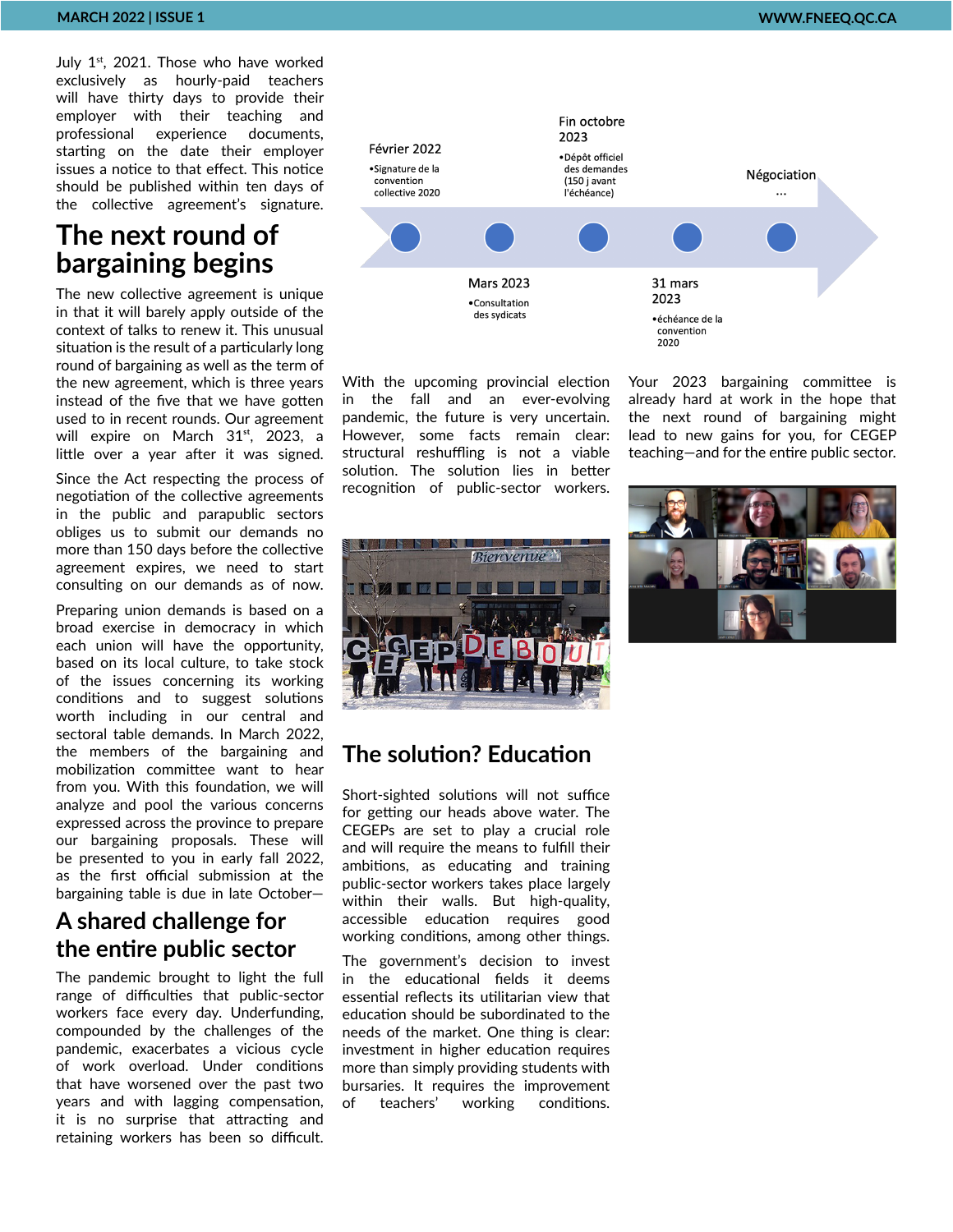July 1st, 2021. Those who have worked exclusively as hourly-paid teachers will have thirty days to provide their employer with their teaching and professional experience documents, starting on the date their employer issues a notice to that effect. This notice should be published within ten days of the collective agreement's signature.

## The next round of bargaining begins

The new collective agreement is unique in that it will barely apply outside of the context of talks to renew it. This unusual situation is the result of a particularly long round of bargaining as well as the term of the new agreement, which is three years instead of the five that we have gotten used to in recent rounds. Our agreement will expire on March 31st, 2023, a little over a year after it was signed.

Since the Act respecting the process of negotiation of the collective agreements in the public and parapublic sectors obliges us to submit our demands no more than 150 days before the collective agreement expires, we need to start consulting on our demands as of now.

Preparing union demands is based on a broad exercise in democracy in which each union will have the opportunity, based on its local culture, to take stock of the issues concerning its working conditions and to suggest solutions worth including in our central and sectoral table demands. In March 2022, the members of the bargaining and mobilization committee want to hear from you. With this foundation, we will analyze and pool the various concerns expressed across the province to prepare our bargaining proposals. These will be presented to you in early fall 2022, as the first official submission at the bargaining table is due in late October—

## A shared challenge for the entire public sector

The pandemic brought to light the full range of difficulties that public-sector workers face every day. Underfunding, compounded by the challenges of the pandemic, exacerbates a vicious cycle of work overload. Under conditions that have worsened over the past two years and with lagging compensation, it is no surprise that attracting and retaining workers has been so difficult.

Février 2022
•Signature de la convention collective 2020

Mars 2023
•Consultation des sydicats

Fin octobre 2023
•Dépôt officiel des demandes (150 j avant l'échéance)

31 mars 2023
•échéance de la convention 2020

Négociation
...

With the upcoming provincial election in the fall and an ever-evolving pandemic, the future is very uncertain. However, some facts remain clear: structural reshuffling is not a viable solution. The solution lies in better recognition of public-sector workers.

## The solution? Education

Short-sighted solutions will not suffice for getting our heads above water. The CEGEPs are set to play a crucial role and will require the means to fulfill their ambitions, as educating and training public-sector workers takes place largely within their walls. But high-quality, accessible education requires good working conditions, among other things.

The government's decision to invest in the educational fields it deems essential reflects its utilitarian view that education should be subordinated to the needs of the market. One thing is clear: investment in higher education requires more than simply providing students with bursaries. It requires the improvement of teachers' working conditions.

Your 2023 bargaining committee is already hard at work in the hope that the next round of bargaining might lead to new gains for you, for CEGEP teaching—and for the entire public sector.